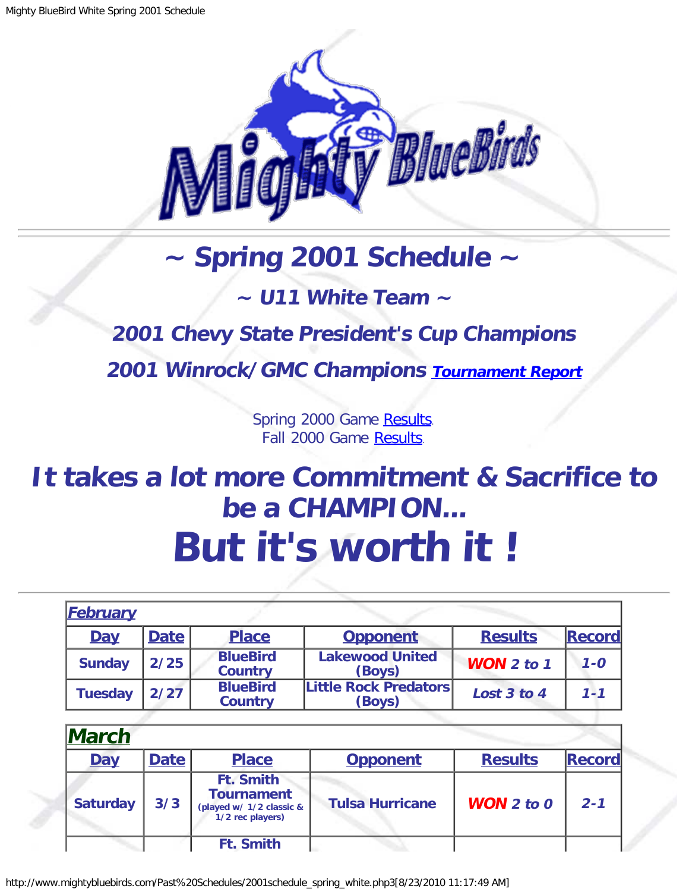# ~ Spring 2001 Schedule ~

## ~ U11 White Team ~

## 2001 Chevy State President's Cup Champions

## 2001 Winrock/GMC Champions [Tournament Report]

Spring 2000 Game [Results].
Fall 2000 Game [Results].

# It takes a lot more Commitment & Sacrifice to be a CHAMPION...

# But it's worth it !

---

| February | | | | | |
|---|---|---|---|---|---|
| **Day** | **Date** | **Place** | **Opponent** | **Results** | **Record** |
| **Sunday** | **2/25** | **BlueBird Country** | **Lakewood United (Boys)** | ***WON* 2 to 1** | **1-0** |
| **Tuesday** | **2/27** | **BlueBird Country** | **Little Rock Predators (Boys)** | **Lost 3 to 4** | **1-1** |

| March | | | | | |
|---|---|---|---|---|---|
| **Day** | **Date** | **Place** | **Opponent** | **Results** | **Record** |
| **Saturday** | **3/3** | **Ft. Smith Tournament** (played w/ 1/2 classic & 1/2 rec players) | **Tulsa Hurricane** | ***WON* 2 to 0** | **2-1** |
| | | **Ft. Smith** | | | |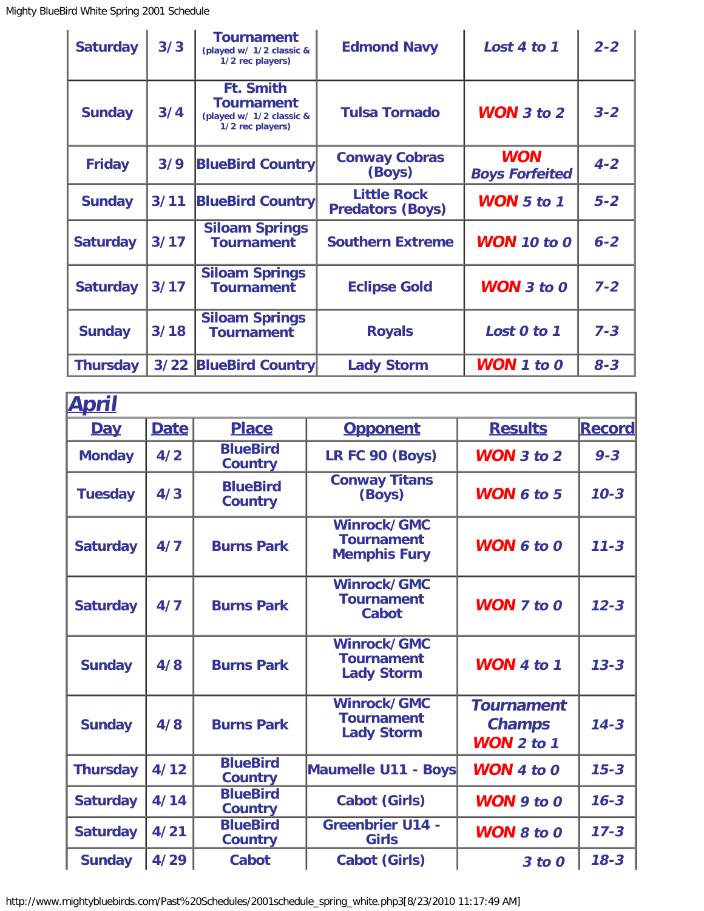| | | | | | |
|---|---|---|---|---|---|
| Saturday | 3/3 | Tournament (played w/ 1/2 classic & 1/2 rec players) | Edmond Navy | *Lost 4 to 1* | 2-2 |
| Sunday | 3/4 | Ft. Smith Tournament (played w/ 1/2 classic & 1/2 rec players) | Tulsa Tornado | ***WON*** *3 to 2* | 3-2 |
| Friday | 3/9 | BlueBird Country | Conway Cobras (Boys) | ***WON*** *Boys Forfeited* | 4-2 |
| Sunday | 3/11 | BlueBird Country | Little Rock Predators (Boys) | ***WON*** *5 to 1* | 5-2 |
| Saturday | 3/17 | Siloam Springs Tournament | Southern Extreme | ***WON*** *10 to 0* | 6-2 |
| Saturday | 3/17 | Siloam Springs Tournament | Eclipse Gold | ***WON*** *3 to 0* | 7-2 |
| Sunday | 3/18 | Siloam Springs Tournament | Royals | *Lost 0 to 1* | 7-3 |
| Thursday | 3/22 | BlueBird Country | Lady Storm | ***WON*** *1 to 0* | 8-3 |

## April

| Day | Date | Place | Opponent | Results | Record |
|---|---|---|---|---|---|
| Monday | 4/2 | BlueBird Country | LR FC 90 (Boys) | ***WON*** *3 to 2* | 9-3 |
| Tuesday | 4/3 | BlueBird Country | Conway Titans (Boys) | ***WON*** *6 to 5* | 10-3 |
| Saturday | 4/7 | Burns Park | Winrock/GMC Tournament Memphis Fury | ***WON*** *6 to 0* | 11-3 |
| Saturday | 4/7 | Burns Park | Winrock/GMC Tournament Cabot | ***WON*** *7 to 0* | 12-3 |
| Sunday | 4/8 | Burns Park | Winrock/GMC Tournament Lady Storm | ***WON*** *4 to 1* | 13-3 |
| Sunday | 4/8 | Burns Park | Winrock/GMC Tournament Lady Storm | *Tournament Champs* ***WON*** *2 to 1* | 14-3 |
| Thursday | 4/12 | BlueBird Country | Maumelle U11 - Boys | ***WON*** *4 to 0* | 15-3 |
| Saturday | 4/14 | BlueBird Country | Cabot (Girls) | ***WON*** *9 to 0* | 16-3 |
| Saturday | 4/21 | BlueBird Country | Greenbrier U14 - Girls | ***WON*** *8 to 0* | 17-3 |
| Sunday | 4/29 | Cabot | Cabot (Girls) | *3 to 0* | 18-3 |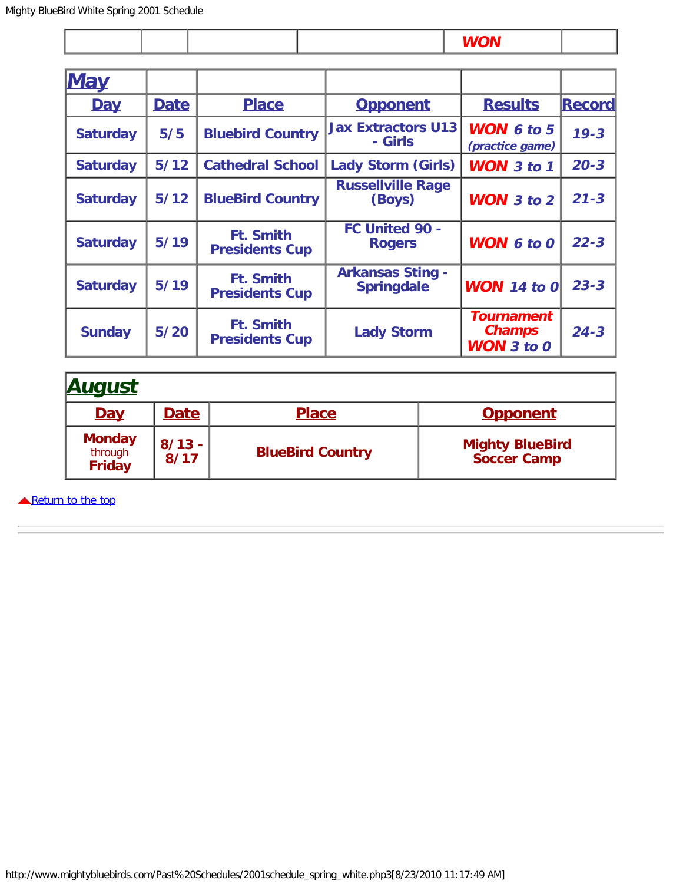| | | | | | |
|---|---|---|---|---|---|
| | | | | WON | |

| May | | | | | |
|---|---|---|---|---|---|
| **Day** | **Date** | **Place** | **Opponent** | **Results** | **Record** |
| Saturday | 5/5 | Bluebird Country | Jax Extractors U13 - Girls | WON 6 to 5 (practice game) | 19-3 |
| Saturday | 5/12 | Cathedral School | Lady Storm (Girls) | WON 3 to 1 | 20-3 |
| Saturday | 5/12 | BlueBird Country | Russellville Rage (Boys) | WON 3 to 2 | 21-3 |
| Saturday | 5/19 | Ft. Smith Presidents Cup | FC United 90 - Rogers | WON 6 to 0 | 22-3 |
| Saturday | 5/19 | Ft. Smith Presidents Cup | Arkansas Sting - Springdale | WON 14 to 0 | 23-3 |
| Sunday | 5/20 | Ft. Smith Presidents Cup | Lady Storm | Tournament Champs WON 3 to 0 | 24-3 |

| August | | | |
|---|---|---|---|
| **Day** | **Date** | **Place** | **Opponent** |
| Monday through Friday | 8/13 - 8/17 | BlueBird Country | Mighty BlueBird Soccer Camp |

Return to the top